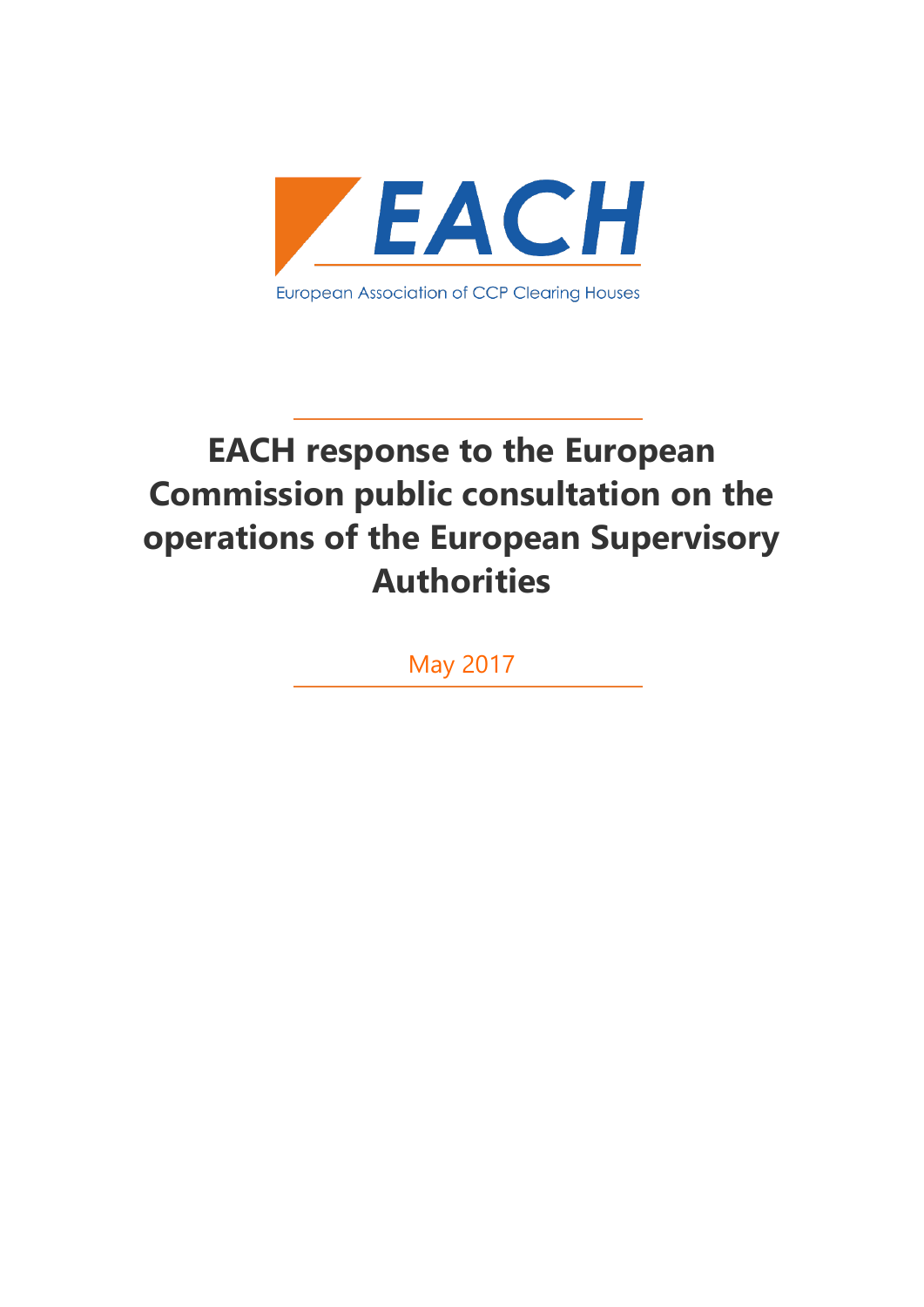EACH

European Association of CCP Clearing Houses

# EACH response to the European Commission public consultation on the operations of the European Supervisory Authorities

May 2017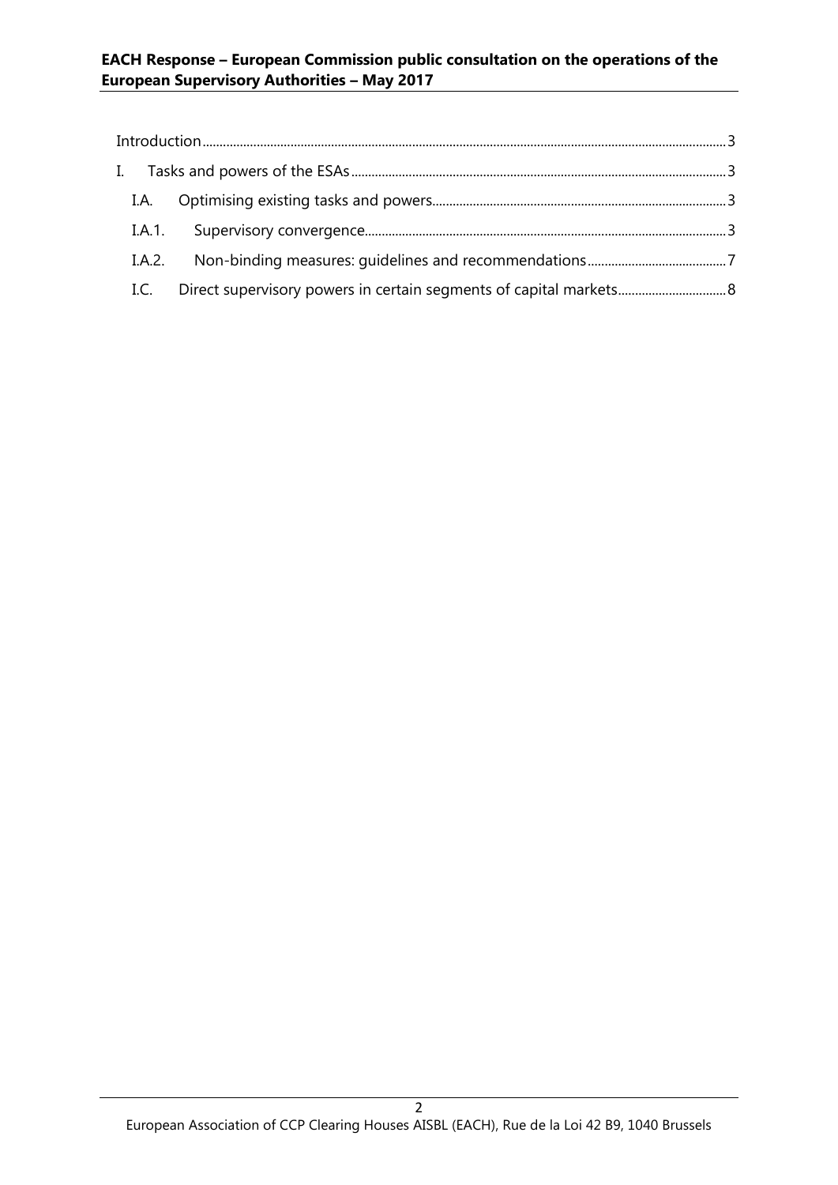Introduction ........ 3

I. Tasks and powers of the ESAs ........ 3

- I.A. Optimising existing tasks and powers ........ 3
- I.A.1. Supervisory convergence ........ 3
- I.A.2. Non-binding measures: guidelines and recommendations ........ 7
- I.C. Direct supervisory powers in certain segments of capital markets ........ 8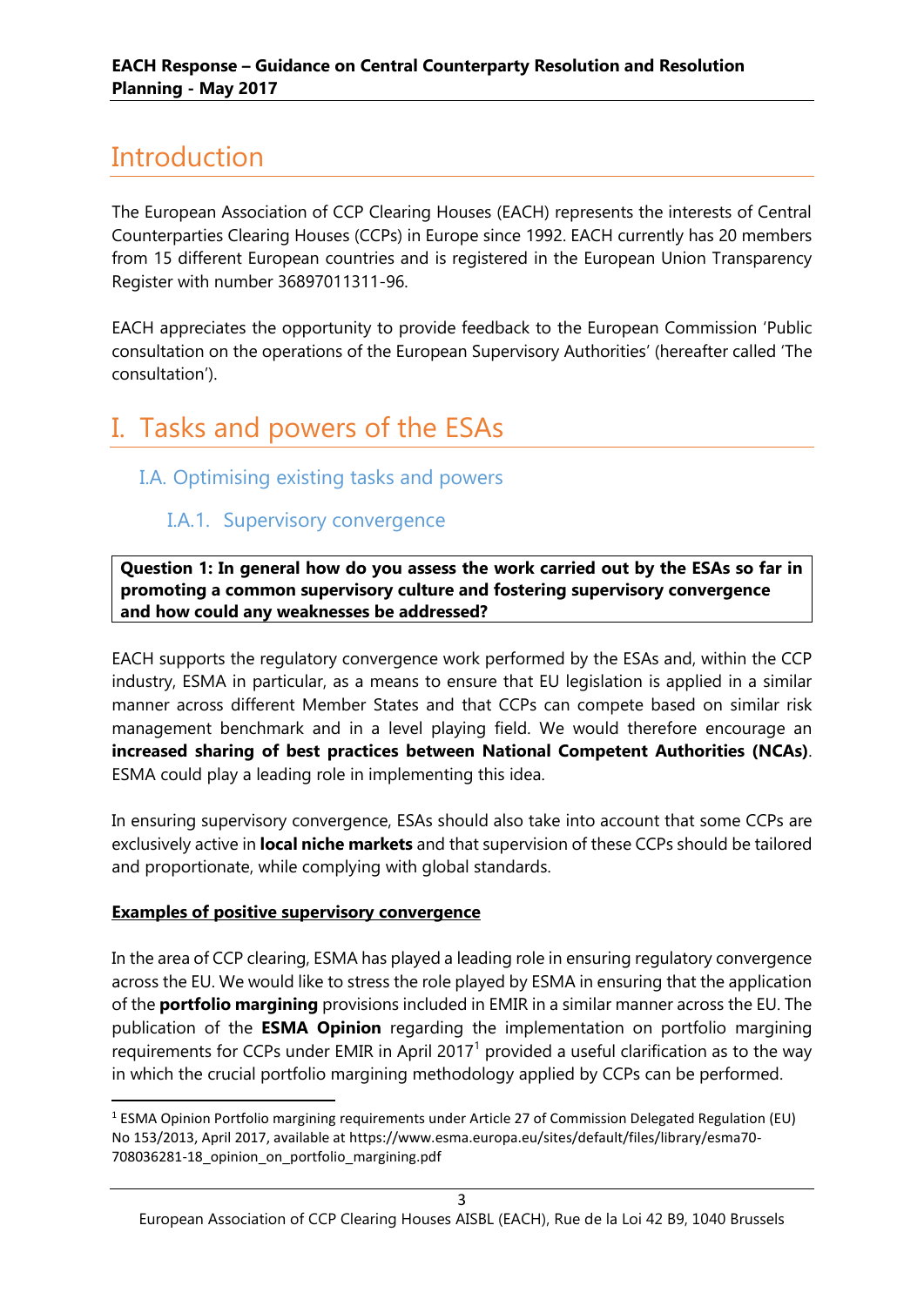# Introduction

The European Association of CCP Clearing Houses (EACH) represents the interests of Central Counterparties Clearing Houses (CCPs) in Europe since 1992. EACH currently has 20 members from 15 different European countries and is registered in the European Union Transparency Register with number 36897011311-96.

EACH appreciates the opportunity to provide feedback to the European Commission 'Public consultation on the operations of the European Supervisory Authorities' (hereafter called 'The consultation').

# I. Tasks and powers of the ESAs

## I.A. Optimising existing tasks and powers

### I.A.1. Supervisory convergence

**Question 1: In general how do you assess the work carried out by the ESAs so far in promoting a common supervisory culture and fostering supervisory convergence and how could any weaknesses be addressed?**

EACH supports the regulatory convergence work performed by the ESAs and, within the CCP industry, ESMA in particular, as a means to ensure that EU legislation is applied in a similar manner across different Member States and that CCPs can compete based on similar risk management benchmark and in a level playing field. We would therefore encourage an **increased sharing of best practices between National Competent Authorities (NCAs)**. ESMA could play a leading role in implementing this idea.

In ensuring supervisory convergence, ESAs should also take into account that some CCPs are exclusively active in **local niche markets** and that supervision of these CCPs should be tailored and proportionate, while complying with global standards.

**<u>Examples of positive supervisory convergence</u>**

In the area of CCP clearing, ESMA has played a leading role in ensuring regulatory convergence across the EU. We would like to stress the role played by ESMA in ensuring that the application of the **portfolio margining** provisions included in EMIR in a similar manner across the EU. The publication of the **ESMA Opinion** regarding the implementation on portfolio margining requirements for CCPs under EMIR in April 2017[1] provided a useful clarification as to the way in which the crucial portfolio margining methodology applied by CCPs can be performed.

[1] ESMA Opinion Portfolio margining requirements under Article 27 of Commission Delegated Regulation (EU) No 153/2013, April 2017, available at https://www.esma.europa.eu/sites/default/files/library/esma70-708036281-18_opinion_on_portfolio_margining.pdf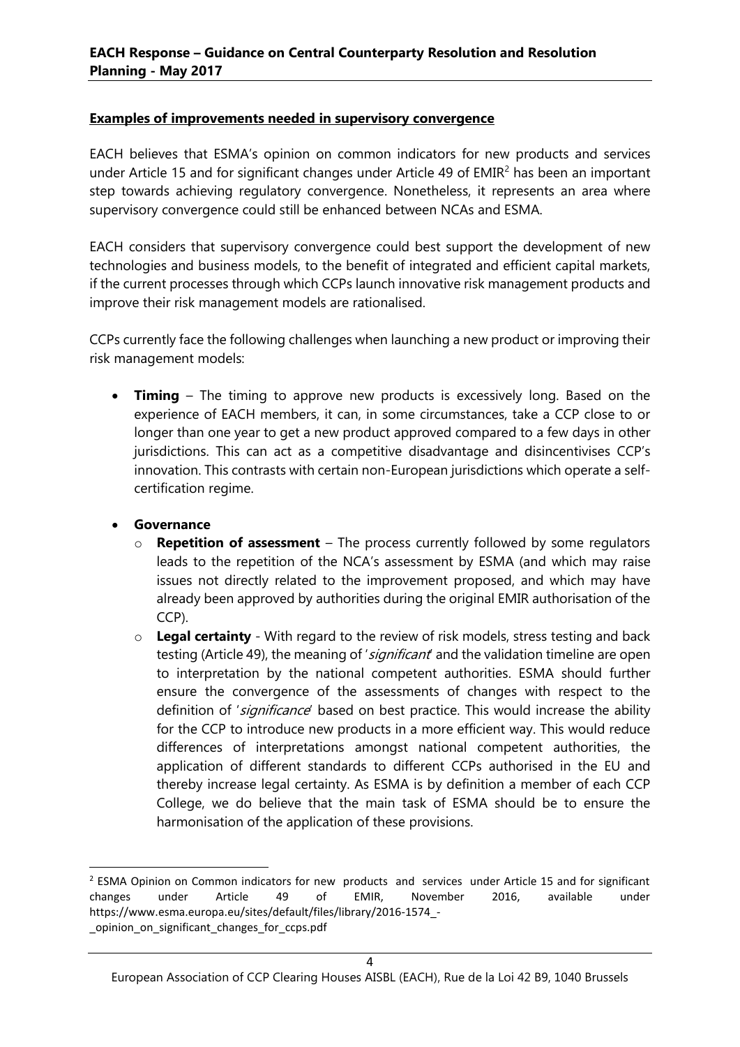**Examples of improvements needed in supervisory convergence**

EACH believes that ESMA's opinion on common indicators for new products and services under Article 15 and for significant changes under Article 49 of EMIR[2] has been an important step towards achieving regulatory convergence. Nonetheless, it represents an area where supervisory convergence could still be enhanced between NCAs and ESMA.

EACH considers that supervisory convergence could best support the development of new technologies and business models, to the benefit of integrated and efficient capital markets, if the current processes through which CCPs launch innovative risk management products and improve their risk management models are rationalised.

CCPs currently face the following challenges when launching a new product or improving their risk management models:

- **Timing** – The timing to approve new products is excessively long. Based on the experience of EACH members, it can, in some circumstances, take a CCP close to or longer than one year to get a new product approved compared to a few days in other jurisdictions. This can act as a competitive disadvantage and disincentivises CCP's innovation. This contrasts with certain non-European jurisdictions which operate a self-certification regime.

- **Governance**
  - **Repetition of assessment** – The process currently followed by some regulators leads to the repetition of the NCA's assessment by ESMA (and which may raise issues not directly related to the improvement proposed, and which may have already been approved by authorities during the original EMIR authorisation of the CCP).
  - **Legal certainty** - With regard to the review of risk models, stress testing and back testing (Article 49), the meaning of '*significant*' and the validation timeline are open to interpretation by the national competent authorities. ESMA should further ensure the convergence of the assessments of changes with respect to the definition of '*significance*' based on best practice. This would increase the ability for the CCP to introduce new products in a more efficient way. This would reduce differences of interpretations amongst national competent authorities, the application of different standards to different CCPs authorised in the EU and thereby increase legal certainty. As ESMA is by definition a member of each CCP College, we do believe that the main task of ESMA should be to ensure the harmonisation of the application of these provisions.

[2] ESMA Opinion on Common indicators for new products and services under Article 15 and for significant changes under Article 49 of EMIR, November 2016, available under https://www.esma.europa.eu/sites/default/files/library/2016-1574_-_opinion_on_significant_changes_for_ccps.pdf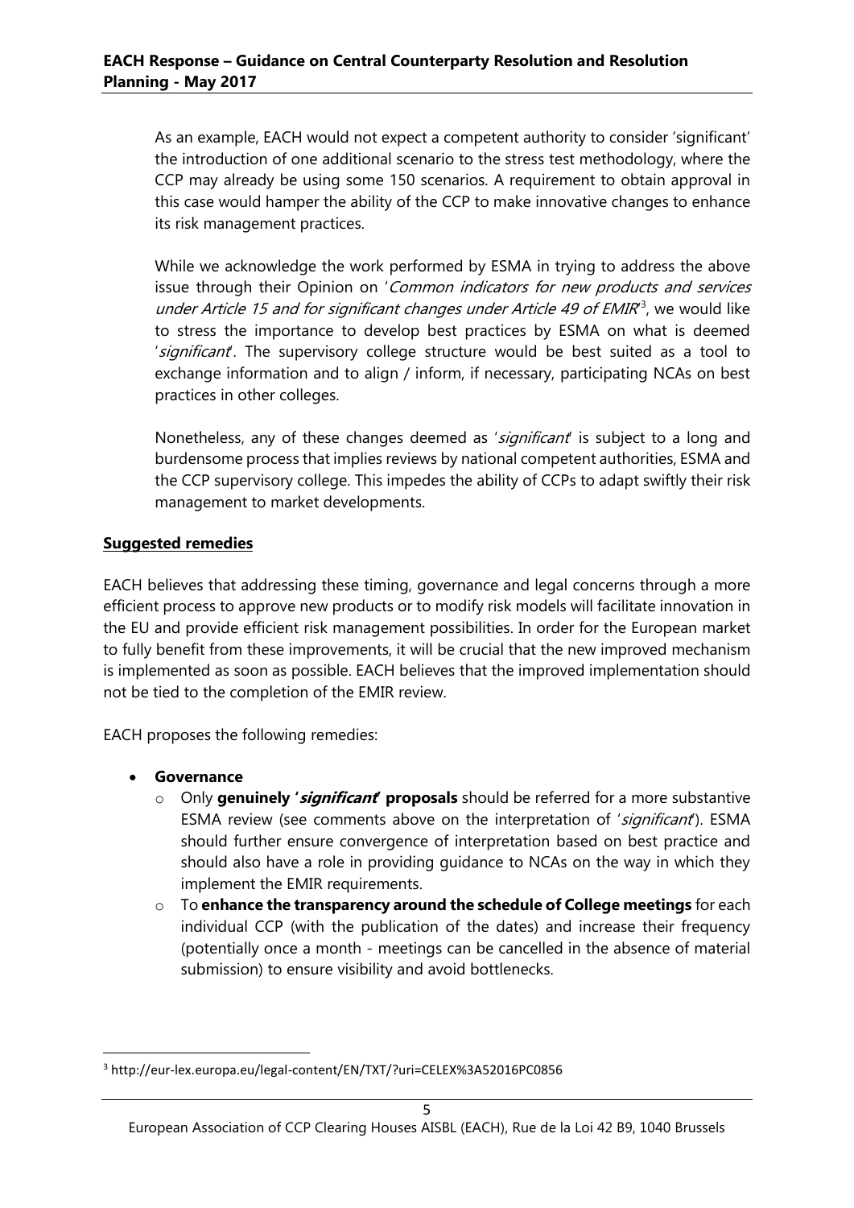As an example, EACH would not expect a competent authority to consider 'significant' the introduction of one additional scenario to the stress test methodology, where the CCP may already be using some 150 scenarios. A requirement to obtain approval in this case would hamper the ability of the CCP to make innovative changes to enhance its risk management practices.

While we acknowledge the work performed by ESMA in trying to address the above issue through their Opinion on '*Common indicators for new products and services under Article 15 and for significant changes under Article 49 of EMIR*'[3], we would like to stress the importance to develop best practices by ESMA on what is deemed '*significant*'. The supervisory college structure would be best suited as a tool to exchange information and to align / inform, if necessary, participating NCAs on best practices in other colleges.

Nonetheless, any of these changes deemed as '*significant*' is subject to a long and burdensome process that implies reviews by national competent authorities, ESMA and the CCP supervisory college. This impedes the ability of CCPs to adapt swiftly their risk management to market developments.

**Suggested remedies**

EACH believes that addressing these timing, governance and legal concerns through a more efficient process to approve new products or to modify risk models will facilitate innovation in the EU and provide efficient risk management possibilities. In order for the European market to fully benefit from these improvements, it will be crucial that the new improved mechanism is implemented as soon as possible. EACH believes that the improved implementation should not be tied to the completion of the EMIR review.

EACH proposes the following remedies:

- **Governance**
  - Only **genuinely '*significant*' proposals** should be referred for a more substantive ESMA review (see comments above on the interpretation of '*significant*'). ESMA should further ensure convergence of interpretation based on best practice and should also have a role in providing guidance to NCAs on the way in which they implement the EMIR requirements.
  - To **enhance the transparency around the schedule of College meetings** for each individual CCP (with the publication of the dates) and increase their frequency (potentially once a month - meetings can be cancelled in the absence of material submission) to ensure visibility and avoid bottlenecks.

[3] http://eur-lex.europa.eu/legal-content/EN/TXT/?uri=CELEX%3A52016PC0856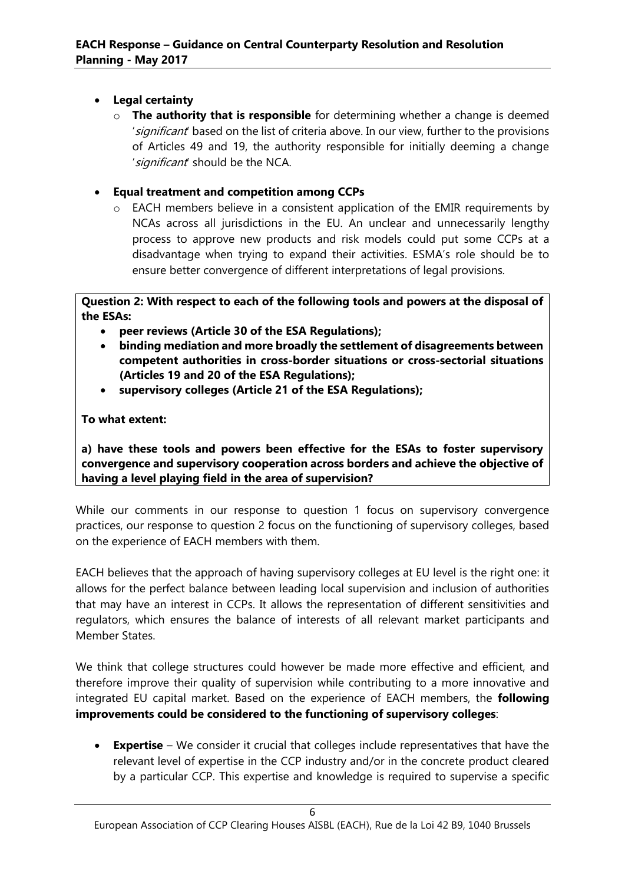- **Legal certainty**
    - **The authority that is responsible** for determining whether a change is deemed '*significant*' based on the list of criteria above. In our view, further to the provisions of Articles 49 and 19, the authority responsible for initially deeming a change '*significant*' should be the NCA.

- **Equal treatment and competition among CCPs**
    - EACH members believe in a consistent application of the EMIR requirements by NCAs across all jurisdictions in the EU. An unclear and unnecessarily lengthy process to approve new products and risk models could put some CCPs at a disadvantage when trying to expand their activities. ESMA's role should be to ensure better convergence of different interpretations of legal provisions.

**Question 2: With respect to each of the following tools and powers at the disposal of the ESAs:**

- **peer reviews (Article 30 of the ESA Regulations);**
- **binding mediation and more broadly the settlement of disagreements between competent authorities in cross-border situations or cross-sectorial situations (Articles 19 and 20 of the ESA Regulations);**
- **supervisory colleges (Article 21 of the ESA Regulations);**

**To what extent:**

**a) have these tools and powers been effective for the ESAs to foster supervisory convergence and supervisory cooperation across borders and achieve the objective of having a level playing field in the area of supervision?**

While our comments in our response to question 1 focus on supervisory convergence practices, our response to question 2 focus on the functioning of supervisory colleges, based on the experience of EACH members with them.

EACH believes that the approach of having supervisory colleges at EU level is the right one: it allows for the perfect balance between leading local supervision and inclusion of authorities that may have an interest in CCPs. It allows the representation of different sensitivities and regulators, which ensures the balance of interests of all relevant market participants and Member States.

We think that college structures could however be made more effective and efficient, and therefore improve their quality of supervision while contributing to a more innovative and integrated EU capital market. Based on the experience of EACH members, the **following improvements could be considered to the functioning of supervisory colleges**:

- **Expertise** – We consider it crucial that colleges include representatives that have the relevant level of expertise in the CCP industry and/or in the concrete product cleared by a particular CCP. This expertise and knowledge is required to supervise a specific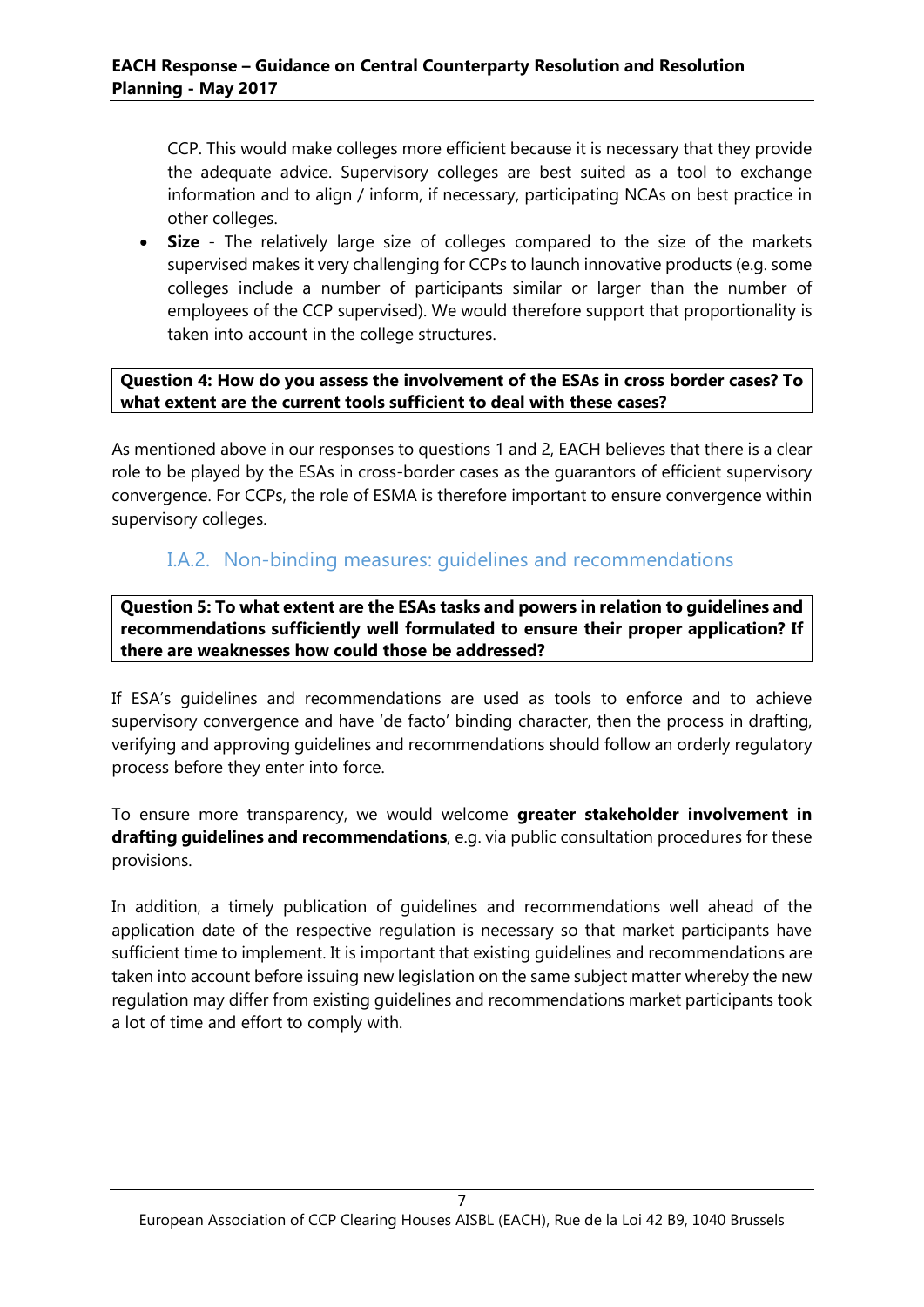CCP. This would make colleges more efficient because it is necessary that they provide the adequate advice. Supervisory colleges are best suited as a tool to exchange information and to align / inform, if necessary, participating NCAs on best practice in other colleges.

- **Size** - The relatively large size of colleges compared to the size of the markets supervised makes it very challenging for CCPs to launch innovative products (e.g. some colleges include a number of participants similar or larger than the number of employees of the CCP supervised). We would therefore support that proportionality is taken into account in the college structures.

**Question 4: How do you assess the involvement of the ESAs in cross border cases? To what extent are the current tools sufficient to deal with these cases?**

As mentioned above in our responses to questions 1 and 2, EACH believes that there is a clear role to be played by the ESAs in cross-border cases as the guarantors of efficient supervisory convergence. For CCPs, the role of ESMA is therefore important to ensure convergence within supervisory colleges.

## I.A.2. Non-binding measures: guidelines and recommendations

**Question 5: To what extent are the ESAs tasks and powers in relation to guidelines and recommendations sufficiently well formulated to ensure their proper application? If there are weaknesses how could those be addressed?**

If ESA's guidelines and recommendations are used as tools to enforce and to achieve supervisory convergence and have 'de facto' binding character, then the process in drafting, verifying and approving guidelines and recommendations should follow an orderly regulatory process before they enter into force.

To ensure more transparency, we would welcome **greater stakeholder involvement in drafting guidelines and recommendations**, e.g. via public consultation procedures for these provisions.

In addition, a timely publication of guidelines and recommendations well ahead of the application date of the respective regulation is necessary so that market participants have sufficient time to implement. It is important that existing guidelines and recommendations are taken into account before issuing new legislation on the same subject matter whereby the new regulation may differ from existing guidelines and recommendations market participants took a lot of time and effort to comply with.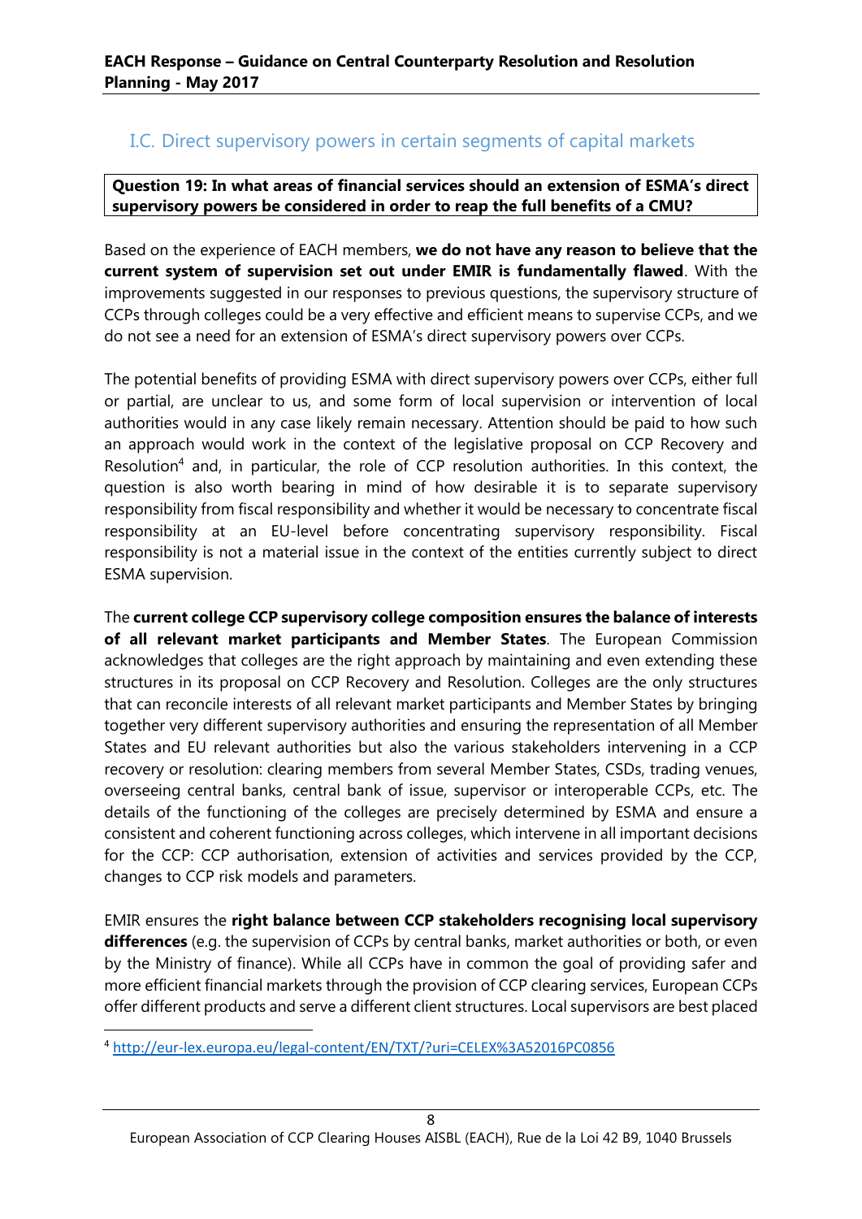## I.C. Direct supervisory powers in certain segments of capital markets

**Question 19: In what areas of financial services should an extension of ESMA's direct supervisory powers be considered in order to reap the full benefits of a CMU?**

Based on the experience of EACH members, **we do not have any reason to believe that the current system of supervision set out under EMIR is fundamentally flawed**. With the improvements suggested in our responses to previous questions, the supervisory structure of CCPs through colleges could be a very effective and efficient means to supervise CCPs, and we do not see a need for an extension of ESMA's direct supervisory powers over CCPs.

The potential benefits of providing ESMA with direct supervisory powers over CCPs, either full or partial, are unclear to us, and some form of local supervision or intervention of local authorities would in any case likely remain necessary. Attention should be paid to how such an approach would work in the context of the legislative proposal on CCP Recovery and Resolution[4] and, in particular, the role of CCP resolution authorities. In this context, the question is also worth bearing in mind of how desirable it is to separate supervisory responsibility from fiscal responsibility and whether it would be necessary to concentrate fiscal responsibility at an EU-level before concentrating supervisory responsibility. Fiscal responsibility is not a material issue in the context of the entities currently subject to direct ESMA supervision.

The **current college CCP supervisory college composition ensures the balance of interests of all relevant market participants and Member States**. The European Commission acknowledges that colleges are the right approach by maintaining and even extending these structures in its proposal on CCP Recovery and Resolution. Colleges are the only structures that can reconcile interests of all relevant market participants and Member States by bringing together very different supervisory authorities and ensuring the representation of all Member States and EU relevant authorities but also the various stakeholders intervening in a CCP recovery or resolution: clearing members from several Member States, CSDs, trading venues, overseeing central banks, central bank of issue, supervisor or interoperable CCPs, etc. The details of the functioning of the colleges are precisely determined by ESMA and ensure a consistent and coherent functioning across colleges, which intervene in all important decisions for the CCP: CCP authorisation, extension of activities and services provided by the CCP, changes to CCP risk models and parameters.

EMIR ensures the **right balance between CCP stakeholders recognising local supervisory differences** (e.g. the supervision of CCPs by central banks, market authorities or both, or even by the Ministry of finance). While all CCPs have in common the goal of providing safer and more efficient financial markets through the provision of CCP clearing services, European CCPs offer different products and serve a different client structures. Local supervisors are best placed

[4] http://eur-lex.europa.eu/legal-content/EN/TXT/?uri=CELEX%3A52016PC0856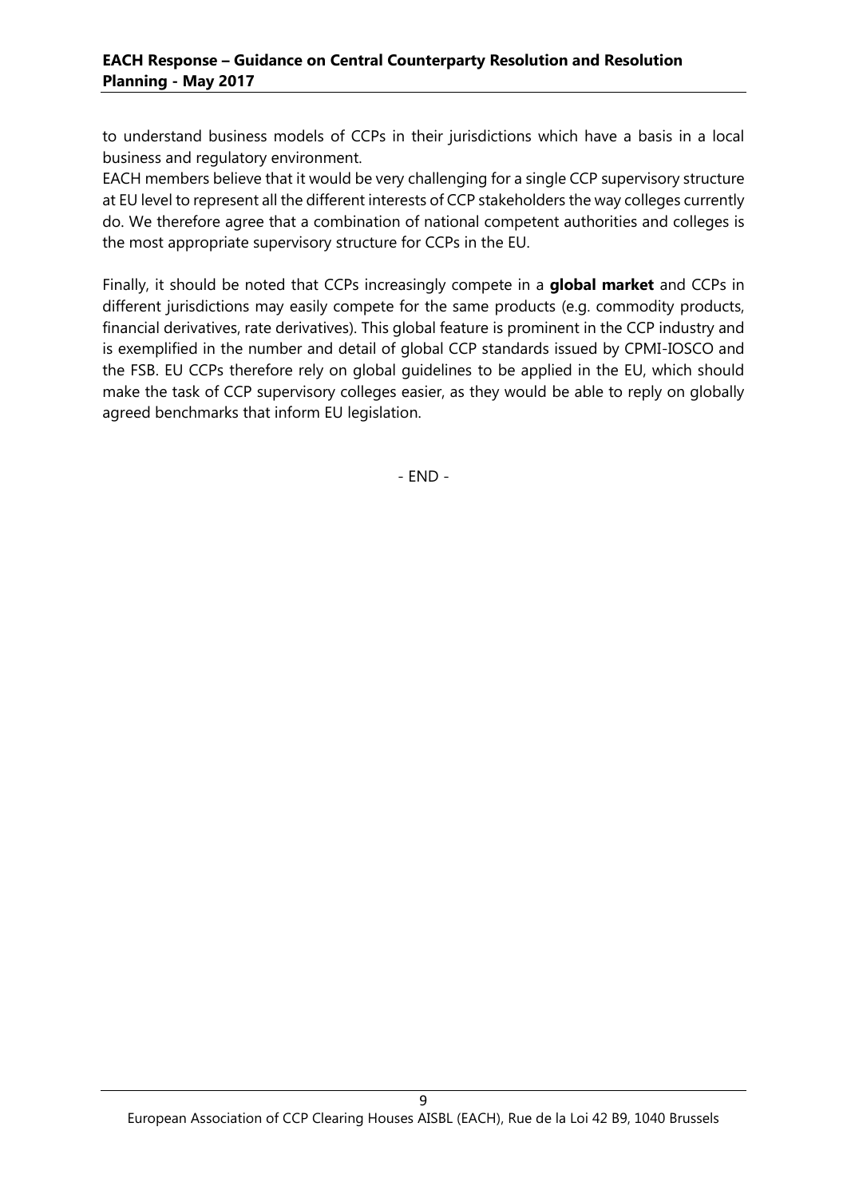to understand business models of CCPs in their jurisdictions which have a basis in a local business and regulatory environment.

EACH members believe that it would be very challenging for a single CCP supervisory structure at EU level to represent all the different interests of CCP stakeholders the way colleges currently do. We therefore agree that a combination of national competent authorities and colleges is the most appropriate supervisory structure for CCPs in the EU.

Finally, it should be noted that CCPs increasingly compete in a **global market** and CCPs in different jurisdictions may easily compete for the same products (e.g. commodity products, financial derivatives, rate derivatives). This global feature is prominent in the CCP industry and is exemplified in the number and detail of global CCP standards issued by CPMI-IOSCO and the FSB. EU CCPs therefore rely on global guidelines to be applied in the EU, which should make the task of CCP supervisory colleges easier, as they would be able to reply on globally agreed benchmarks that inform EU legislation.

- END -